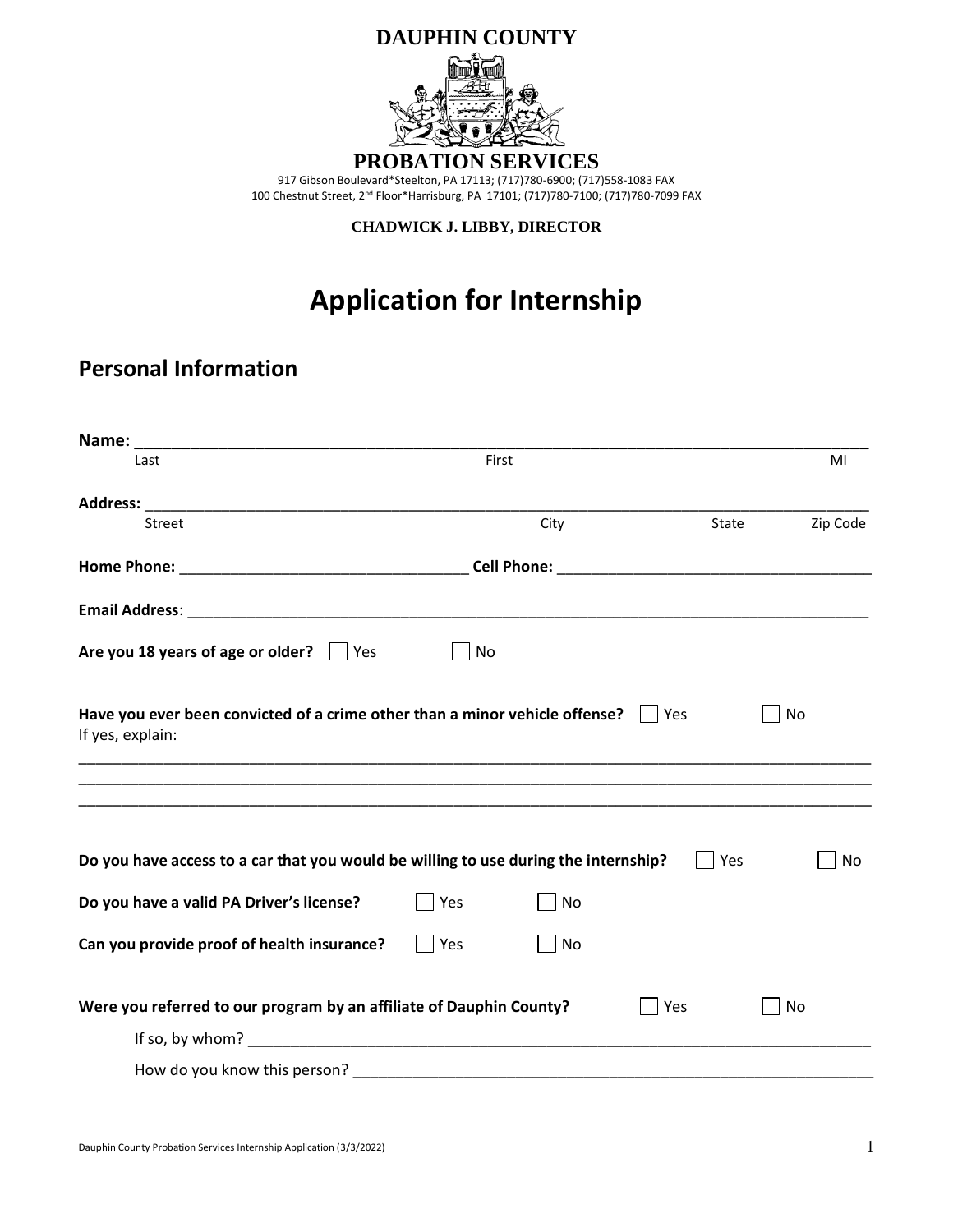# DAUPHIN COUNTY

## PROBATION SERVICES

917 Gibson Boulevard*Steelton, PA 17113; (717)780-6900; (717)558-1083 FAX
100 Chestnut Street, 2nd Floor*Harrisburg, PA 17101; (717)780-7100; (717)780-7099 FAX

**CHADWICK J. LIBBY, DIRECTOR**

# Application for Internship

## Personal Information

**Name:** ______________________________________________________________________________
Last First MI

**Address:** ____________________________________________________________________________
Street City State Zip Code

**Home Phone:** _________________________________ **Cell Phone:** ___________________________________

**Email Address**: _______________________________________________________________________

**Are you 18 years of age or older?** ☐ Yes ☐ No

**Have you ever been convicted of a crime other than a minor vehicle offense?** ☐ Yes ☐ No
If yes, explain:

______________________________________________________________________________________
______________________________________________________________________________________
______________________________________________________________________________________

**Do you have access to a car that you would be willing to use during the internship?** ☐ Yes ☐ No

**Do you have a valid PA Driver's license?** ☐ Yes ☐ No

**Can you provide proof of health insurance?** ☐ Yes ☐ No

**Were you referred to our program by an affiliate of Dauphin County?** ☐ Yes ☐ No

If so, by whom? ______________________________________________________________________

How do you know this person? _________________________________________________________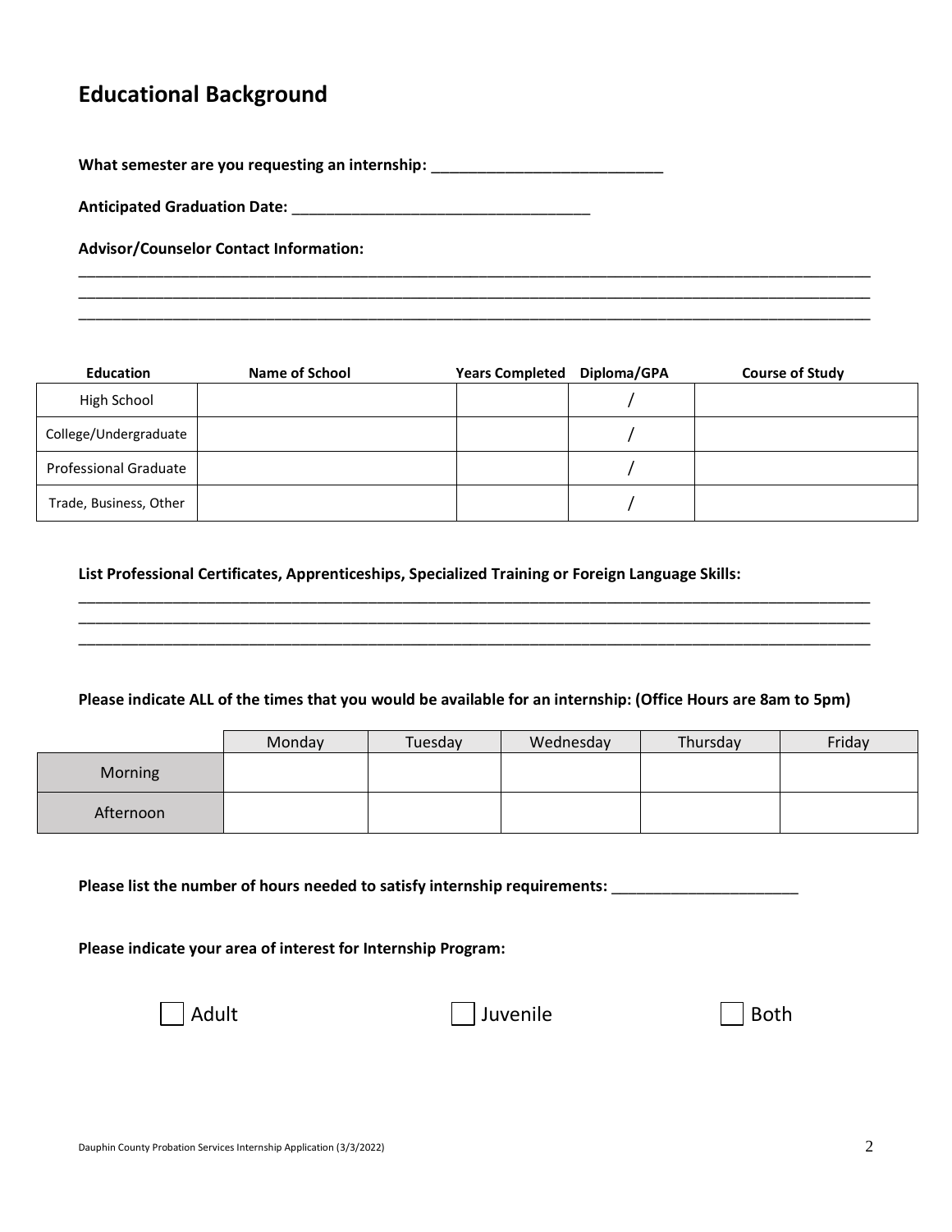## Educational Background

**What semester are you requesting an internship:** ___________________________

**Anticipated Graduation Date:** ___________________________________

**Advisor/Counselor Contact Information:**

____________________________________________________________________________________________________
____________________________________________________________________________________________________
____________________________________________________________________________________________________

| Education | Name of School | Years Completed | Diploma/GPA | Course of Study |
|---|---|---|---|---|
| High School | | | / | |
| College/Undergraduate | | | / | |
| Professional Graduate | | | / | |
| Trade, Business, Other | | | / | |

**List Professional Certificates, Apprenticeships, Specialized Training or Foreign Language Skills:**

____________________________________________________________________________________________________
____________________________________________________________________________________________________
____________________________________________________________________________________________________

**Please indicate ALL of the times that you would be available for an internship: (Office Hours are 8am to 5pm)**

| | Monday | Tuesday | Wednesday | Thursday | Friday |
|---|---|---|---|---|---|
| Morning | | | | | |
| Afternoon | | | | | |

**Please list the number of hours needed to satisfy internship requirements:** ______________________

**Please indicate your area of interest for Internship Program:**

☐ Adult ☐ Juvenile ☐ Both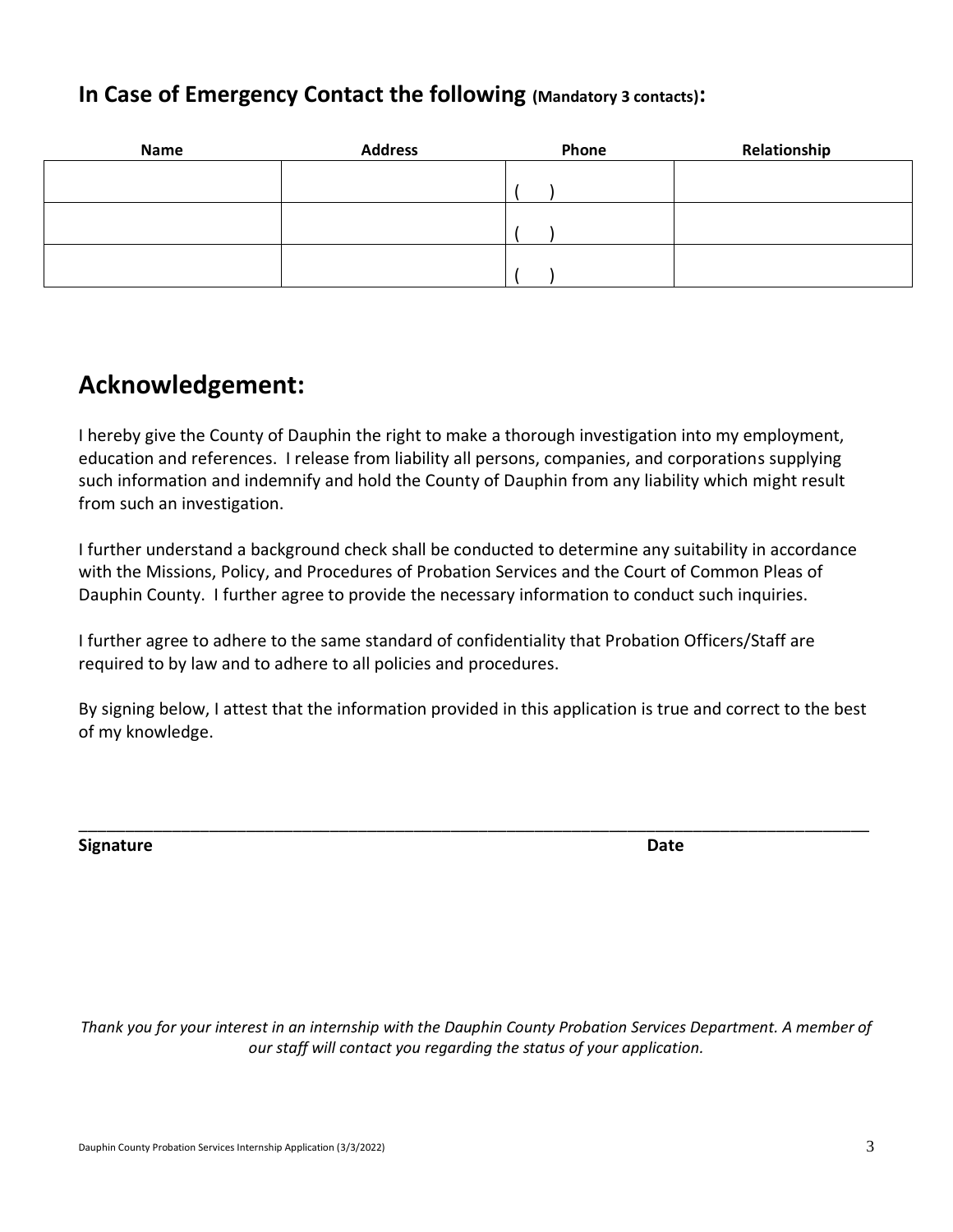## In Case of Emergency Contact the following (Mandatory 3 contacts):

| Name | Address | Phone | Relationship |
|---|---|---|---|
| | | ( ) | |
| | | ( ) | |
| | | ( ) | |

# Acknowledgement:

I hereby give the County of Dauphin the right to make a thorough investigation into my employment, education and references. I release from liability all persons, companies, and corporations supplying such information and indemnify and hold the County of Dauphin from any liability which might result from such an investigation.

I further understand a background check shall be conducted to determine any suitability in accordance with the Missions, Policy, and Procedures of Probation Services and the Court of Common Pleas of Dauphin County. I further agree to provide the necessary information to conduct such inquiries.

I further agree to adhere to the same standard of confidentiality that Probation Officers/Staff are required to by law and to adhere to all policies and procedures.

By signing below, I attest that the information provided in this application is true and correct to the best of my knowledge.

_______________________________________________________________________________________

**Signature** **Date**

*Thank you for your interest in an internship with the Dauphin County Probation Services Department. A member of our staff will contact you regarding the status of your application.*